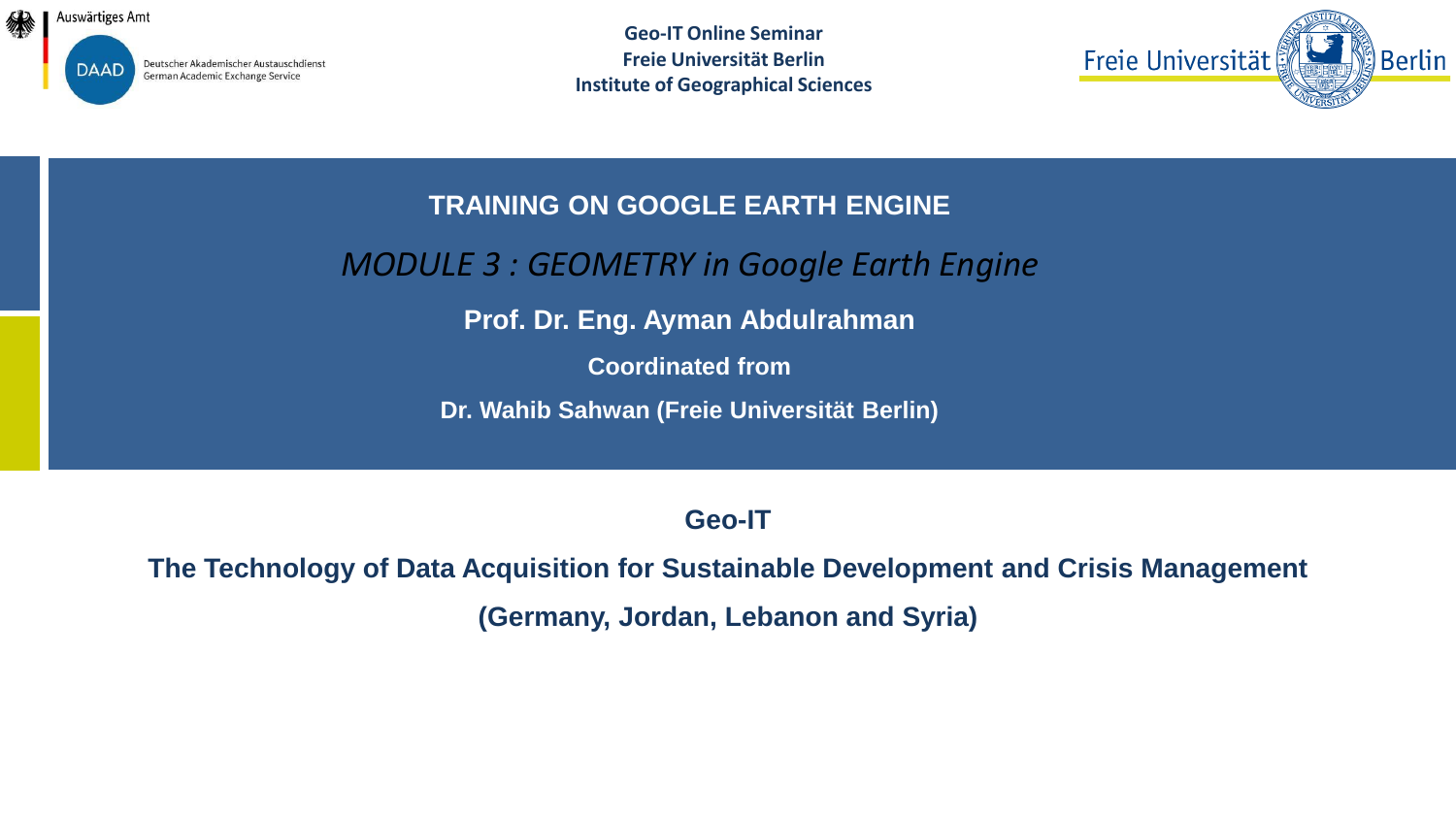Auswärtiges Amt

DAAD Deutscher Akademischer Austauschdienst
German Academic Exchange Service

**Geo-IT Online Seminar**
**Freie Universität Berlin**
**Institute of Geographical Sciences**

Freie Universität Berlin

# TRAINING ON GOOGLE EARTH ENGINE

## *MODULE 3 : GEOMETRY in Google Earth Engine*

**Prof. Dr. Eng. Ayman Abdulrahman**

**Coordinated from**

**Dr. Wahib Sahwan (Freie Universität Berlin)**

**Geo-IT**

**The Technology of Data Acquisition for Sustainable Development and Crisis Management**

**(Germany, Jordan, Lebanon and Syria)**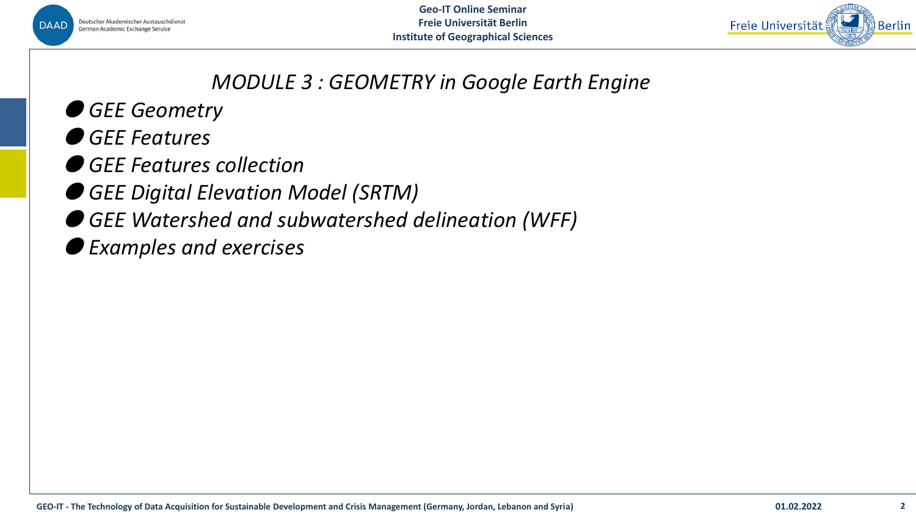# *MODULE 3 : GEOMETRY in Google Earth Engine*

- *GEE Geometry*
- *GEE Features*
- *GEE Features collection*
- *GEE Digital Elevation Model (SRTM)*
- *GEE Watershed and subwatershed delineation (WFF)*
- *Examples and exercises*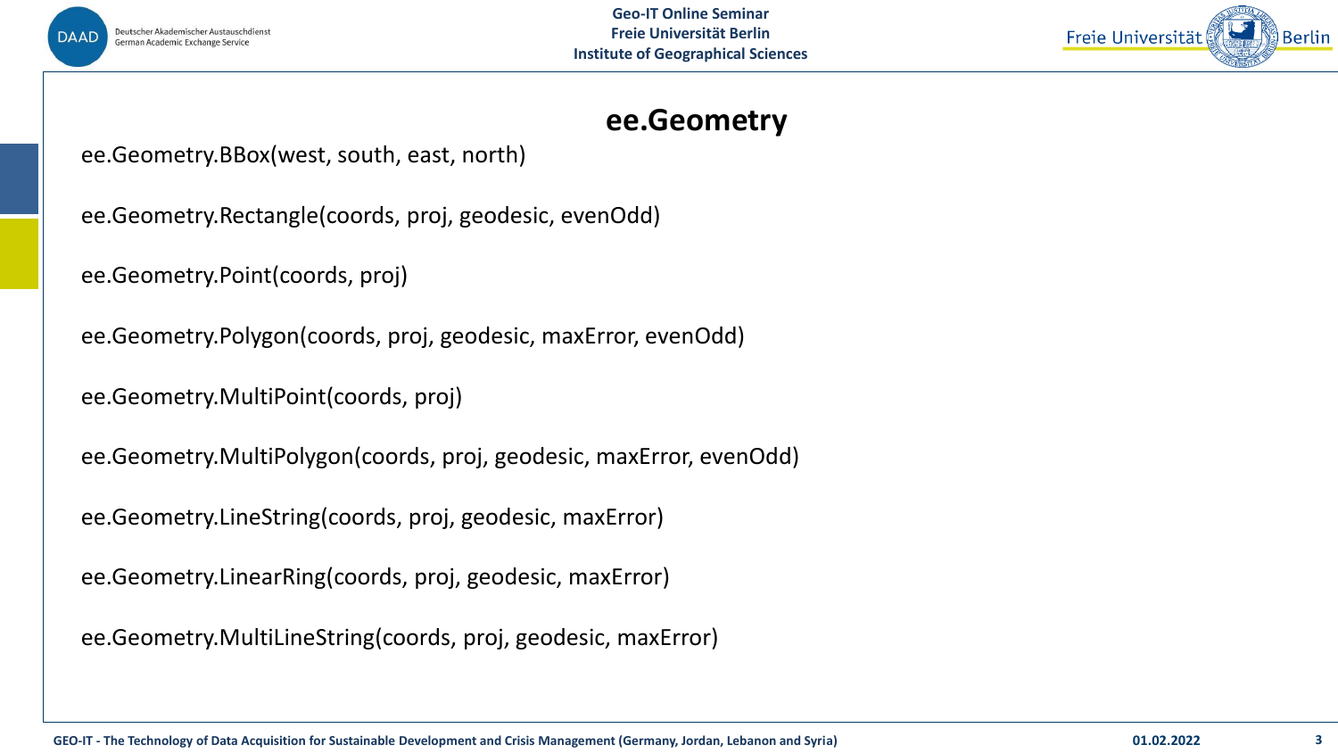# ee.Geometry

ee.Geometry.BBox(west, south, east, north)

ee.Geometry.Rectangle(coords, proj, geodesic, evenOdd)

ee.Geometry.Point(coords, proj)

ee.Geometry.Polygon(coords, proj, geodesic, maxError, evenOdd)

ee.Geometry.MultiPoint(coords, proj)

ee.Geometry.MultiPolygon(coords, proj, geodesic, maxError, evenOdd)

ee.Geometry.LineString(coords, proj, geodesic, maxError)

ee.Geometry.LinearRing(coords, proj, geodesic, maxError)

ee.Geometry.MultiLineString(coords, proj, geodesic, maxError)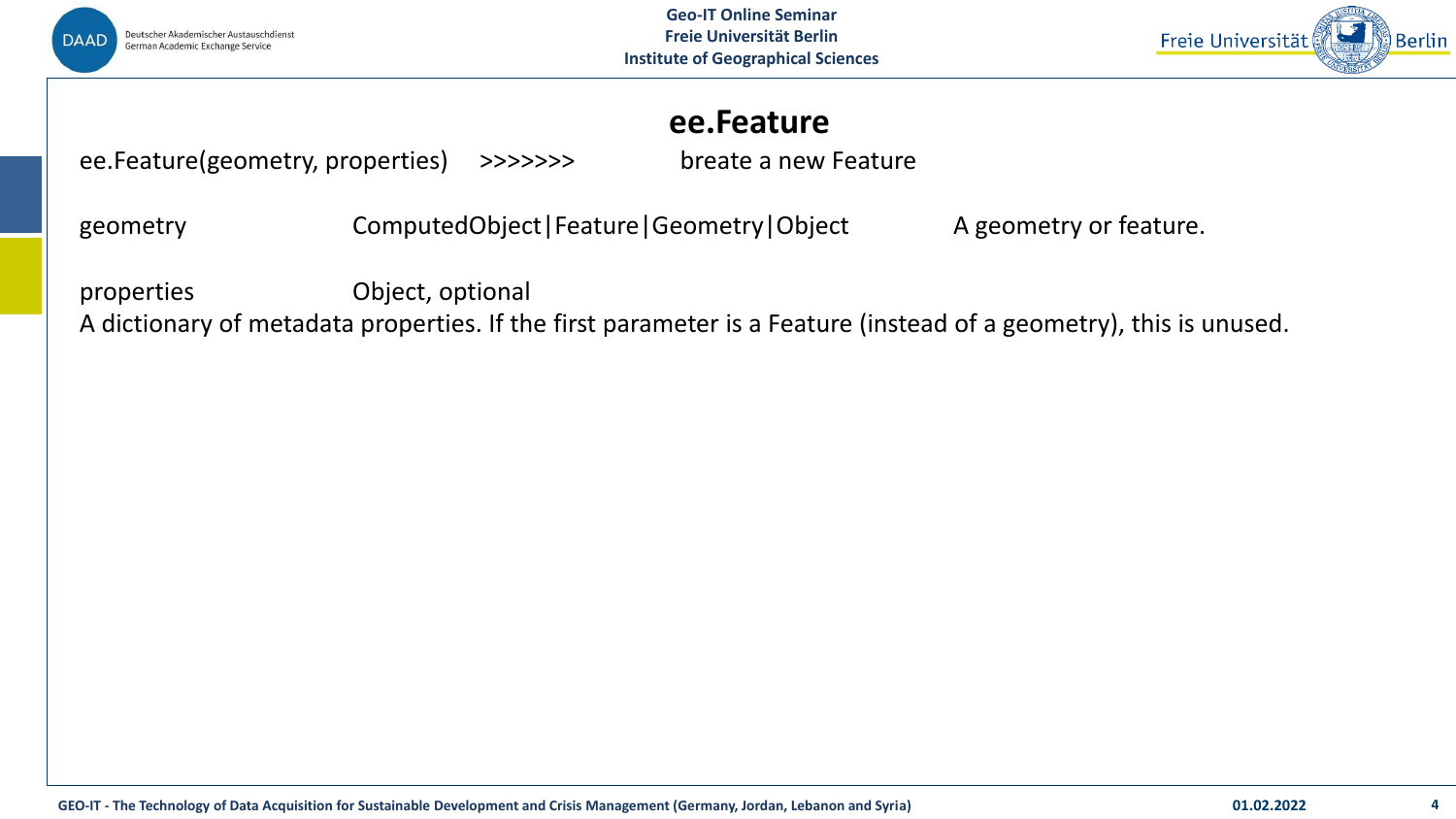# ee.Feature

ee.Feature(geometry, properties) >>>>>>> breate a new Feature

| | | |
|---|---|---|
| geometry | ComputedObject\|Feature\|Geometry\|Object | A geometry or feature. |

properties Object, optional

A dictionary of metadata properties. If the first parameter is a Feature (instead of a geometry), this is unused.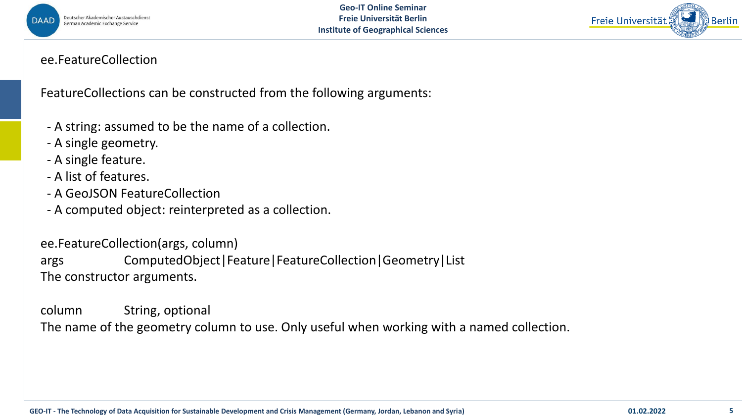## ee.FeatureCollection

FeatureCollections can be constructed from the following arguments:

- A string: assumed to be the name of a collection.
- A single geometry.
- A single feature.
- A list of features.
- A GeoJSON FeatureCollection
- A computed object: reinterpreted as a collection.

ee.FeatureCollection(args, column)

args ComputedObject|Feature|FeatureCollection|Geometry|List

The constructor arguments.

column String, optional

The name of the geometry column to use. Only useful when working with a named collection.